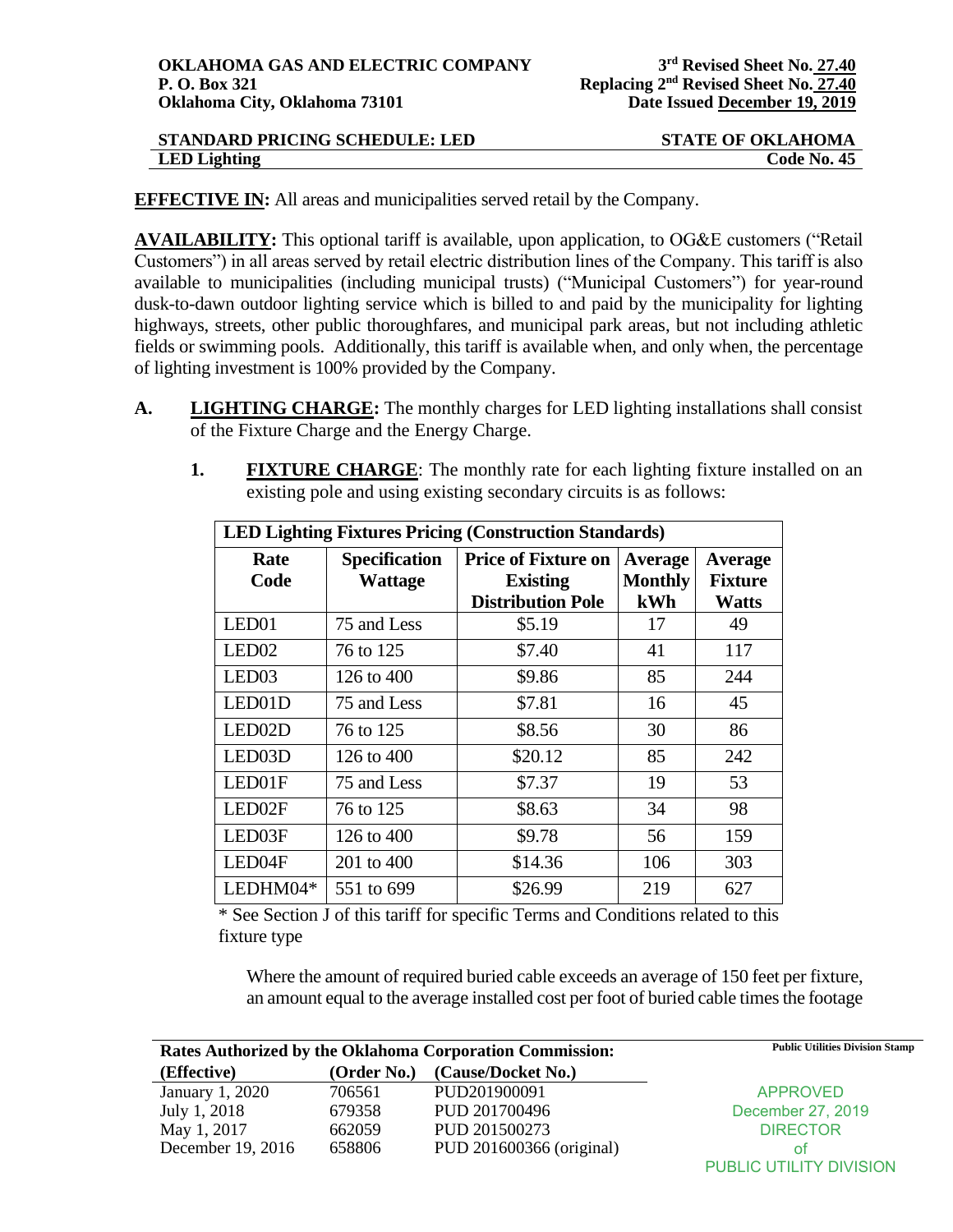**OKLAHOMA GAS AND ELECTRIC COMPANY**
**P. O. Box 321**
**Oklahoma City, Oklahoma 73101**

**3rd Revised Sheet No. 27.40**
**Replacing 2nd Revised Sheet No. 27.40**
**Date Issued December 19, 2019**

**STANDARD PRICING SCHEDULE: LED** | **STATE OF OKLAHOMA**
**LED Lighting** | **Code No. 45**

**EFFECTIVE IN:** All areas and municipalities served retail by the Company.

**AVAILABILITY:** This optional tariff is available, upon application, to OG&E customers ("Retail Customers") in all areas served by retail electric distribution lines of the Company. This tariff is also available to municipalities (including municipal trusts) ("Municipal Customers") for year-round dusk-to-dawn outdoor lighting service which is billed to and paid by the municipality for lighting highways, streets, other public thoroughfares, and municipal park areas, but not including athletic fields or swimming pools. Additionally, this tariff is available when, and only when, the percentage of lighting investment is 100% provided by the Company.

**A. LIGHTING CHARGE:** The monthly charges for LED lighting installations shall consist of the Fixture Charge and the Energy Charge.

1. **FIXTURE CHARGE**: The monthly rate for each lighting fixture installed on an existing pole and using existing secondary circuits is as follows:

| LED Lighting Fixtures Pricing (Construction Standards) | | | | |
|---|---|---|---|---|
| **Rate Code** | **Specification Wattage** | **Price of Fixture on Existing Distribution Pole** | **Average Monthly kWh** | **Average Fixture Watts** |
| LED01 | 75 and Less | $5.19 | 17 | 49 |
| LED02 | 76 to 125 | $7.40 | 41 | 117 |
| LED03 | 126 to 400 | $9.86 | 85 | 244 |
| LED01D | 75 and Less | $7.81 | 16 | 45 |
| LED02D | 76 to 125 | $8.56 | 30 | 86 |
| LED03D | 126 to 400 | $20.12 | 85 | 242 |
| LED01F | 75 and Less | $7.37 | 19 | 53 |
| LED02F | 76 to 125 | $8.63 | 34 | 98 |
| LED03F | 126 to 400 | $9.78 | 56 | 159 |
| LED04F | 201 to 400 | $14.36 | 106 | 303 |
| LEDHM04* | 551 to 699 | $26.99 | 219 | 627 |

\* See Section J of this tariff for specific Terms and Conditions related to this fixture type

Where the amount of required buried cable exceeds an average of 150 feet per fixture, an amount equal to the average installed cost per foot of buried cable times the footage

| Rates Authorized by the Oklahoma Corporation Commission: | | |
|---|---|---|
| **(Effective)** | **(Order No.)** | **(Cause/Docket No.)** |
| January 1, 2020 | 706561 | PUD201900091 |
| July 1, 2018 | 679358 | PUD 201700496 |
| May 1, 2017 | 662059 | PUD 201500273 |
| December 19, 2016 | 658806 | PUD 201600366 (original) |

Public Utilities Division Stamp
APPROVED
December 27, 2019
DIRECTOR
of
PUBLIC UTILITY DIVISION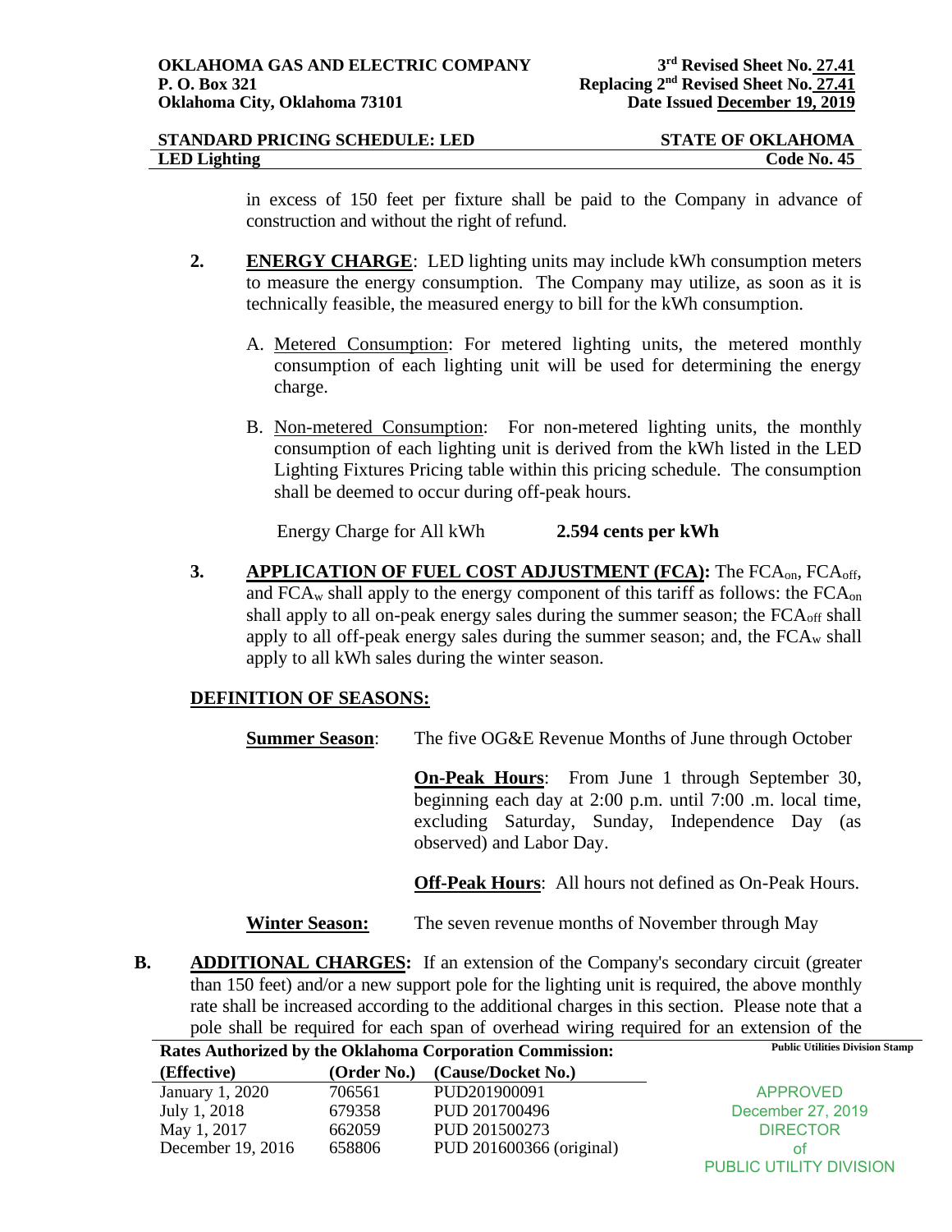in excess of 150 feet per fixture shall be paid to the Company in advance of construction and without the right of refund.

**2.** **ENERGY CHARGE**: LED lighting units may include kWh consumption meters to measure the energy consumption. The Company may utilize, as soon as it is technically feasible, the measured energy to bill for the kWh consumption.

A. Metered Consumption: For metered lighting units, the metered monthly consumption of each lighting unit will be used for determining the energy charge.

B. Non-metered Consumption: For non-metered lighting units, the monthly consumption of each lighting unit is derived from the kWh listed in the LED Lighting Fixtures Pricing table within this pricing schedule. The consumption shall be deemed to occur during off-peak hours.

Energy Charge for All kWh **2.594 cents per kWh**

**3.** **APPLICATION OF FUEL COST ADJUSTMENT (FCA):** The $FCA_{on}$, $FCA_{off}$, and $FCA_{w}$ shall apply to the energy component of this tariff as follows: the $FCA_{on}$ shall apply to all on-peak energy sales during the summer season; the $FCA_{off}$ shall apply to all off-peak energy sales during the summer season; and, the $FCA_{w}$ shall apply to all kWh sales during the winter season.

**DEFINITION OF SEASONS:**

**Summer Season**: The five OG&E Revenue Months of June through October

**On-Peak Hours**: From June 1 through September 30, beginning each day at 2:00 p.m. until 7:00 .m. local time, excluding Saturday, Sunday, Independence Day (as observed) and Labor Day.

**Off-Peak Hours**: All hours not defined as On-Peak Hours.

**Winter Season:** The seven revenue months of November through May

**B.** **ADDITIONAL CHARGES:** If an extension of the Company's secondary circuit (greater than 150 feet) and/or a new support pole for the lighting unit is required, the above monthly rate shall be increased according to the additional charges in this section. Please note that a pole shall be required for each span of overhead wiring required for an extension of the

**Rates Authorized by the Oklahoma Corporation Commission:**

| (Effective) | (Order No.) | (Cause/Docket No.) |
|---|---|---|
| January 1, 2020 | 706561 | PUD201900091 |
| July 1, 2018 | 679358 | PUD 201700496 |
| May 1, 2017 | 662059 | PUD 201500273 |
| December 19, 2016 | 658806 | PUD 201600366 (original) |

Public Utilities Division Stamp

APPROVED
December 27, 2019
DIRECTOR
of
PUBLIC UTILITY DIVISION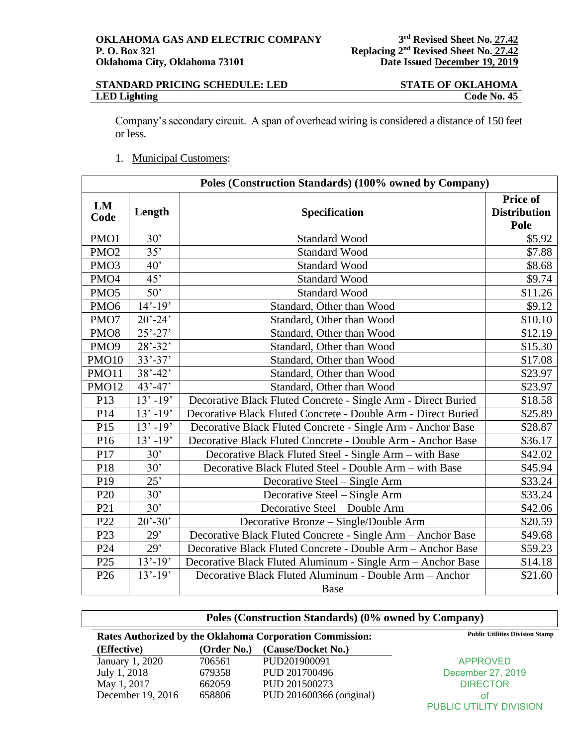Company's secondary circuit. A span of overhead wiring is considered a distance of 150 feet or less.

1. Municipal Customers:

| Poles (Construction Standards) (100% owned by Company) | | | |
|---|---|---|---|
| **LM Code** | **Length** | **Specification** | **Price of Distribution Pole** |
| PMO1 | 30' | Standard Wood | $5.92 |
| PMO2 | 35' | Standard Wood | $7.88 |
| PMO3 | 40' | Standard Wood | $8.68 |
| PMO4 | 45' | Standard Wood | $9.74 |
| PMO5 | 50' | Standard Wood | $11.26 |
| PMO6 | 14'-19' | Standard, Other than Wood | $9.12 |
| PMO7 | 20'-24' | Standard, Other than Wood | $10.10 |
| PMO8 | 25'-27' | Standard, Other than Wood | $12.19 |
| PMO9 | 28'-32' | Standard, Other than Wood | $15.30 |
| PMO10 | 33'-37' | Standard, Other than Wood | $17.08 |
| PMO11 | 38'-42' | Standard, Other than Wood | $23.97 |
| PMO12 | 43'-47' | Standard, Other than Wood | $23.97 |
| P13 | 13' -19' | Decorative Black Fluted Concrete - Single Arm - Direct Buried | $18.58 |
| P14 | 13' -19' | Decorative Black Fluted Concrete - Double Arm - Direct Buried | $25.89 |
| P15 | 13' -19' | Decorative Black Fluted Concrete - Single Arm - Anchor Base | $28.87 |
| P16 | 13' -19' | Decorative Black Fluted Concrete - Double Arm - Anchor Base | $36.17 |
| P17 | 30' | Decorative Black Fluted Steel - Single Arm – with Base | $42.02 |
| P18 | 30' | Decorative Black Fluted Steel - Double Arm – with Base | $45.94 |
| P19 | 25' | Decorative Steel – Single Arm | $33.24 |
| P20 | 30' | Decorative Steel – Single Arm | $33.24 |
| P21 | 30' | Decorative Steel – Double Arm | $42.06 |
| P22 | 20'-30' | Decorative Bronze – Single/Double Arm | $20.59 |
| P23 | 29' | Decorative Black Fluted Concrete - Single Arm – Anchor Base | $49.68 |
| P24 | 29' | Decorative Black Fluted Concrete - Double Arm – Anchor Base | $59.23 |
| P25 | 13'-19' | Decorative Black Fluted Aluminum - Single Arm – Anchor Base | $14.18 |
| P26 | 13'-19' | Decorative Black Fluted Aluminum - Double Arm – Anchor Base | $21.60 |

**Poles (Construction Standards) (0% owned by Company)**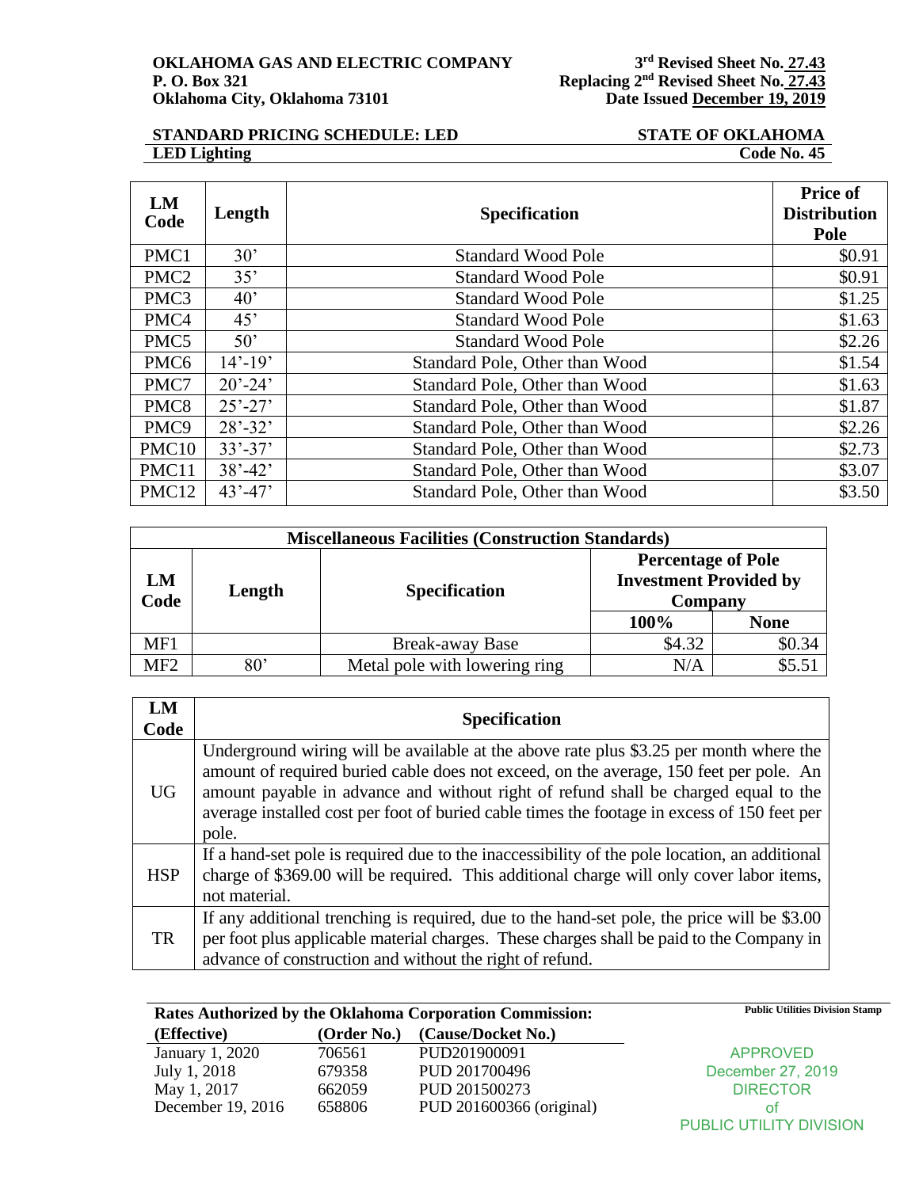**OKLAHOMA GAS AND ELECTRIC COMPANY**
**P. O. Box 321**
**Oklahoma City, Oklahoma 73101**

**3rd Revised Sheet No. 27.43**
**Replacing 2nd Revised Sheet No. 27.43**
**Date Issued December 19, 2019**

**STANDARD PRICING SCHEDULE: LED** — **STATE OF OKLAHOMA**
**LED Lighting** — **Code No. 45**

| LM Code | Length | Specification | Price of Distribution Pole |
|---|---|---|---|
| PMC1 | 30' | Standard Wood Pole | $0.91 |
| PMC2 | 35' | Standard Wood Pole | $0.91 |
| PMC3 | 40' | Standard Wood Pole | $1.25 |
| PMC4 | 45' | Standard Wood Pole | $1.63 |
| PMC5 | 50' | Standard Wood Pole | $2.26 |
| PMC6 | 14'-19' | Standard Pole, Other than Wood | $1.54 |
| PMC7 | 20'-24' | Standard Pole, Other than Wood | $1.63 |
| PMC8 | 25'-27' | Standard Pole, Other than Wood | $1.87 |
| PMC9 | 28'-32' | Standard Pole, Other than Wood | $2.26 |
| PMC10 | 33'-37' | Standard Pole, Other than Wood | $2.73 |
| PMC11 | 38'-42' | Standard Pole, Other than Wood | $3.07 |
| PMC12 | 43'-47' | Standard Pole, Other than Wood | $3.50 |

| Miscellaneous Facilities (Construction Standards) | | | | |
|---|---|---|---|---|
| LM Code | Length | Specification | Percentage of Pole Investment Provided by Company | |
| | | | 100% | None |
| MF1 | | Break-away Base | $4.32 | $0.34 |
| MF2 | 80' | Metal pole with lowering ring | N/A | $5.51 |

| LM Code | Specification |
|---|---|
| UG | Underground wiring will be available at the above rate plus $3.25 per month where the amount of required buried cable does not exceed, on the average, 150 feet per pole. An amount payable in advance and without right of refund shall be charged equal to the average installed cost per foot of buried cable times the footage in excess of 150 feet per pole. |
| HSP | If a hand-set pole is required due to the inaccessibility of the pole location, an additional charge of $369.00 will be required. This additional charge will only cover labor items, not material. |
| TR | If any additional trenching is required, due to the hand-set pole, the price will be $3.00 per foot plus applicable material charges. These charges shall be paid to the Company in advance of construction and without the right of refund. |

**Rates Authorized by the Oklahoma Corporation Commission:**

| (Effective) | (Order No.) | (Cause/Docket No.) |
|---|---|---|
| January 1, 2020 | 706561 | PUD201900091 |
| July 1, 2018 | 679358 | PUD 201700496 |
| May 1, 2017 | 662059 | PUD 201500273 |
| December 19, 2016 | 658806 | PUD 201600366 (original) |

Public Utilities Division Stamp

APPROVED
December 27, 2019
DIRECTOR
of
PUBLIC UTILITY DIVISION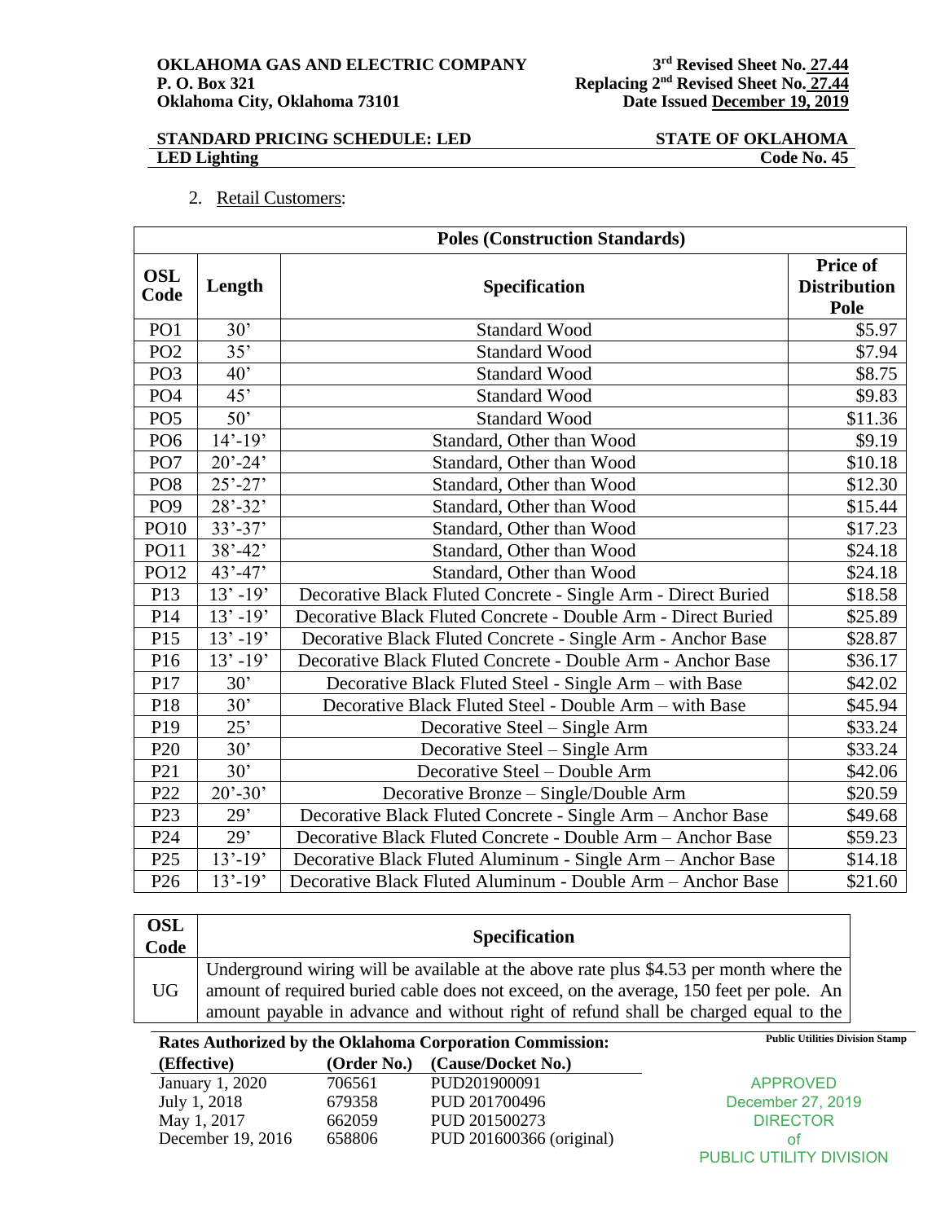**OKLAHOMA GAS AND ELECTRIC COMPANY**
**P. O. Box 321**
**Oklahoma City, Oklahoma 73101**

**3rd Revised Sheet No. 27.44**
**Replacing 2nd Revised Sheet No. 27.44**
**Date Issued December 19, 2019**

**STANDARD PRICING SCHEDULE: LED** **STATE OF OKLAHOMA**
**LED Lighting** **Code No. 45**

2. Retail Customers:

| **Poles (Construction Standards)** | | | |
|---|---|---|---|
| **OSL Code** | **Length** | **Specification** | **Price of Distribution Pole** |
| PO1 | 30’ | Standard Wood | $5.97 |
| PO2 | 35’ | Standard Wood | $7.94 |
| PO3 | 40’ | Standard Wood | $8.75 |
| PO4 | 45’ | Standard Wood | $9.83 |
| PO5 | 50’ | Standard Wood | $11.36 |
| PO6 | 14’-19’ | Standard, Other than Wood | $9.19 |
| PO7 | 20’-24’ | Standard, Other than Wood | $10.18 |
| PO8 | 25’-27’ | Standard, Other than Wood | $12.30 |
| PO9 | 28’-32’ | Standard, Other than Wood | $15.44 |
| PO10 | 33’-37’ | Standard, Other than Wood | $17.23 |
| PO11 | 38’-42’ | Standard, Other than Wood | $24.18 |
| PO12 | 43’-47’ | Standard, Other than Wood | $24.18 |
| P13 | 13’ -19’ | Decorative Black Fluted Concrete - Single Arm - Direct Buried | $18.58 |
| P14 | 13’ -19’ | Decorative Black Fluted Concrete - Double Arm - Direct Buried | $25.89 |
| P15 | 13’ -19’ | Decorative Black Fluted Concrete - Single Arm - Anchor Base | $28.87 |
| P16 | 13’ -19’ | Decorative Black Fluted Concrete - Double Arm - Anchor Base | $36.17 |
| P17 | 30’ | Decorative Black Fluted Steel - Single Arm – with Base | $42.02 |
| P18 | 30’ | Decorative Black Fluted Steel - Double Arm – with Base | $45.94 |
| P19 | 25’ | Decorative Steel – Single Arm | $33.24 |
| P20 | 30’ | Decorative Steel – Single Arm | $33.24 |
| P21 | 30’ | Decorative Steel – Double Arm | $42.06 |
| P22 | 20’-30’ | Decorative Bronze – Single/Double Arm | $20.59 |
| P23 | 29’ | Decorative Black Fluted Concrete - Single Arm – Anchor Base | $49.68 |
| P24 | 29’ | Decorative Black Fluted Concrete - Double Arm – Anchor Base | $59.23 |
| P25 | 13’-19’ | Decorative Black Fluted Aluminum - Single Arm – Anchor Base | $14.18 |
| P26 | 13’-19’ | Decorative Black Fluted Aluminum - Double Arm – Anchor Base | $21.60 |

| **OSL Code** | **Specification** |
|---|---|
| UG | Underground wiring will be available at the above rate plus $4.53 per month where the amount of required buried cable does not exceed, on the average, 150 feet per pole. An amount payable in advance and without right of refund shall be charged equal to the |

**Rates Authorized by the Oklahoma Corporation Commission:**

| **(Effective)** | **(Order No.)** | **(Cause/Docket No.)** |
|---|---|---|
| January 1, 2020 | 706561 | PUD201900091 |
| July 1, 2018 | 679358 | PUD 201700496 |
| May 1, 2017 | 662059 | PUD 201500273 |
| December 19, 2016 | 658806 | PUD 201600366 (original) |

Public Utilities Division Stamp

APPROVED
December 27, 2019
DIRECTOR
of
PUBLIC UTILITY DIVISION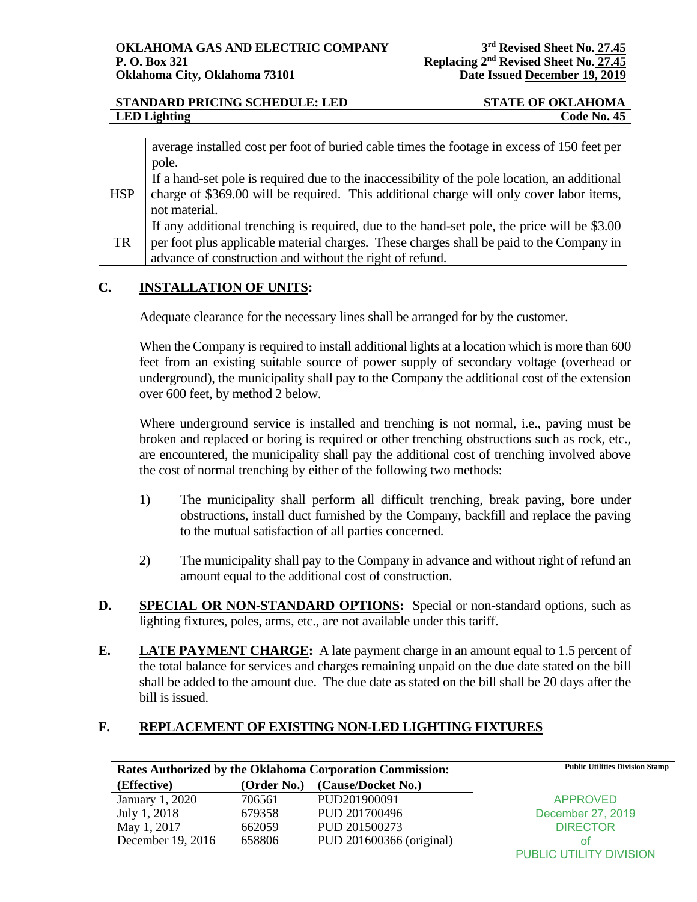| | |
|---|---|
| | average installed cost per foot of buried cable times the footage in excess of 150 feet per pole. |
| HSP | If a hand-set pole is required due to the inaccessibility of the pole location, an additional charge of $369.00 will be required. This additional charge will only cover labor items, not material. |
| TR | If any additional trenching is required, due to the hand-set pole, the price will be $3.00 per foot plus applicable material charges. These charges shall be paid to the Company in advance of construction and without the right of refund. |

**C. INSTALLATION OF UNITS:**

Adequate clearance for the necessary lines shall be arranged for by the customer.

When the Company is required to install additional lights at a location which is more than 600 feet from an existing suitable source of power supply of secondary voltage (overhead or underground), the municipality shall pay to the Company the additional cost of the extension over 600 feet, by method 2 below.

Where underground service is installed and trenching is not normal, i.e., paving must be broken and replaced or boring is required or other trenching obstructions such as rock, etc., are encountered, the municipality shall pay the additional cost of trenching involved above the cost of normal trenching by either of the following two methods:

1) The municipality shall perform all difficult trenching, break paving, bore under obstructions, install duct furnished by the Company, backfill and replace the paving to the mutual satisfaction of all parties concerned.

2) The municipality shall pay to the Company in advance and without right of refund an amount equal to the additional cost of construction.

**D. SPECIAL OR NON-STANDARD OPTIONS:** Special or non-standard options, such as lighting fixtures, poles, arms, etc., are not available under this tariff.

**E. LATE PAYMENT CHARGE:** A late payment charge in an amount equal to 1.5 percent of the total balance for services and charges remaining unpaid on the due date stated on the bill shall be added to the amount due. The due date as stated on the bill shall be 20 days after the bill is issued.

**F. REPLACEMENT OF EXISTING NON-LED LIGHTING FIXTURES**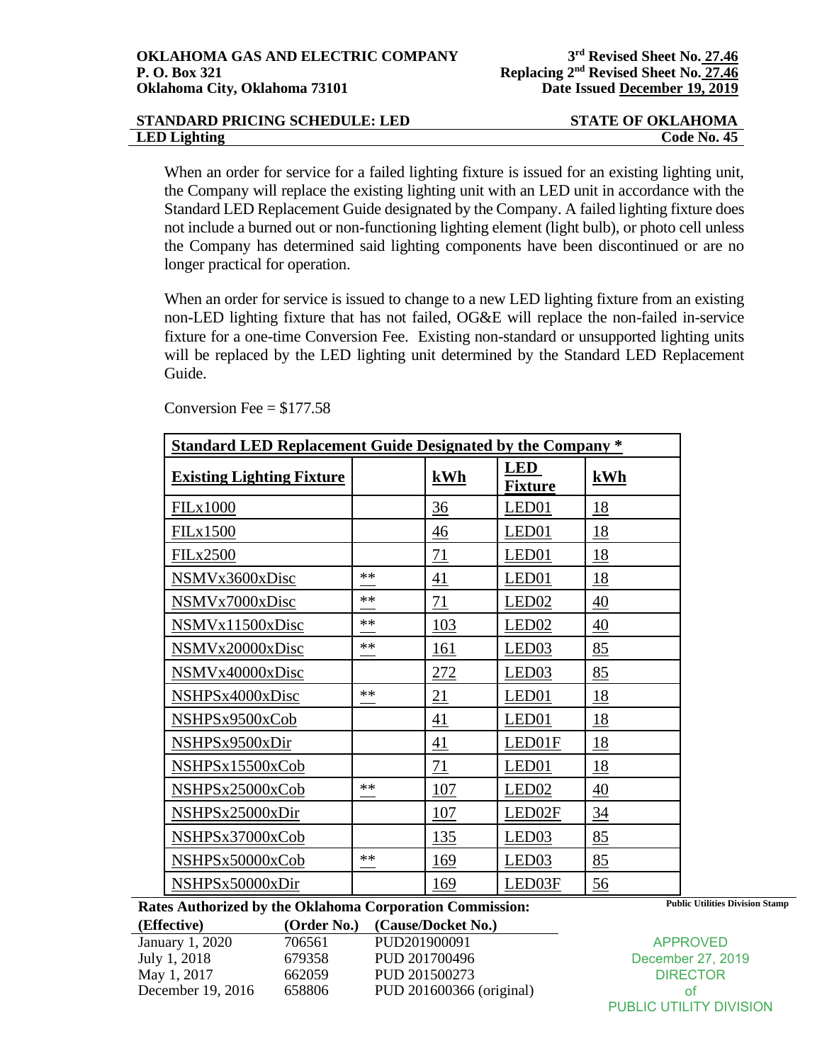When an order for service for a failed lighting fixture is issued for an existing lighting unit, the Company will replace the existing lighting unit with an LED unit in accordance with the Standard LED Replacement Guide designated by the Company. A failed lighting fixture does not include a burned out or non-functioning lighting element (light bulb), or photo cell unless the Company has determined said lighting components have been discontinued or are no longer practical for operation.

When an order for service is issued to change to a new LED lighting fixture from an existing non-LED lighting fixture that has not failed, OG&E will replace the non-failed in-service fixture for a one-time Conversion Fee. Existing non-standard or unsupported lighting units will be replaced by the LED lighting unit determined by the Standard LED Replacement Guide.

Conversion Fee = $177.58

| **Standard LED Replacement Guide Designated by the Company *** | | | | |
|---|---|---|---|---|
| **Existing Lighting Fixture** | | **kWh** | **LED Fixture** | **kWh** |
| FILx1000 | | 36 | LED01 | 18 |
| FILx1500 | | 46 | LED01 | 18 |
| FILx2500 | | 71 | LED01 | 18 |
| NSMVx3600xDisc | ** | 41 | LED01 | 18 |
| NSMVx7000xDisc | ** | 71 | LED02 | 40 |
| NSMVx11500xDisc | ** | 103 | LED02 | 40 |
| NSMVx20000xDisc | ** | 161 | LED03 | 85 |
| NSMVx40000xDisc | | 272 | LED03 | 85 |
| NSHPSx4000xDisc | ** | 21 | LED01 | 18 |
| NSHPSx9500xCob | | 41 | LED01 | 18 |
| NSHPSx9500xDir | | 41 | LED01F | 18 |
| NSHPSx15500xCob | | 71 | LED01 | 18 |
| NSHPSx25000xCob | ** | 107 | LED02 | 40 |
| NSHPSx25000xDir | | 107 | LED02F | 34 |
| NSHPSx37000xCob | | 135 | LED03 | 85 |
| NSHPSx50000xCob | ** | 169 | LED03 | 85 |
| NSHPSx50000xDir | | 169 | LED03F | 56 |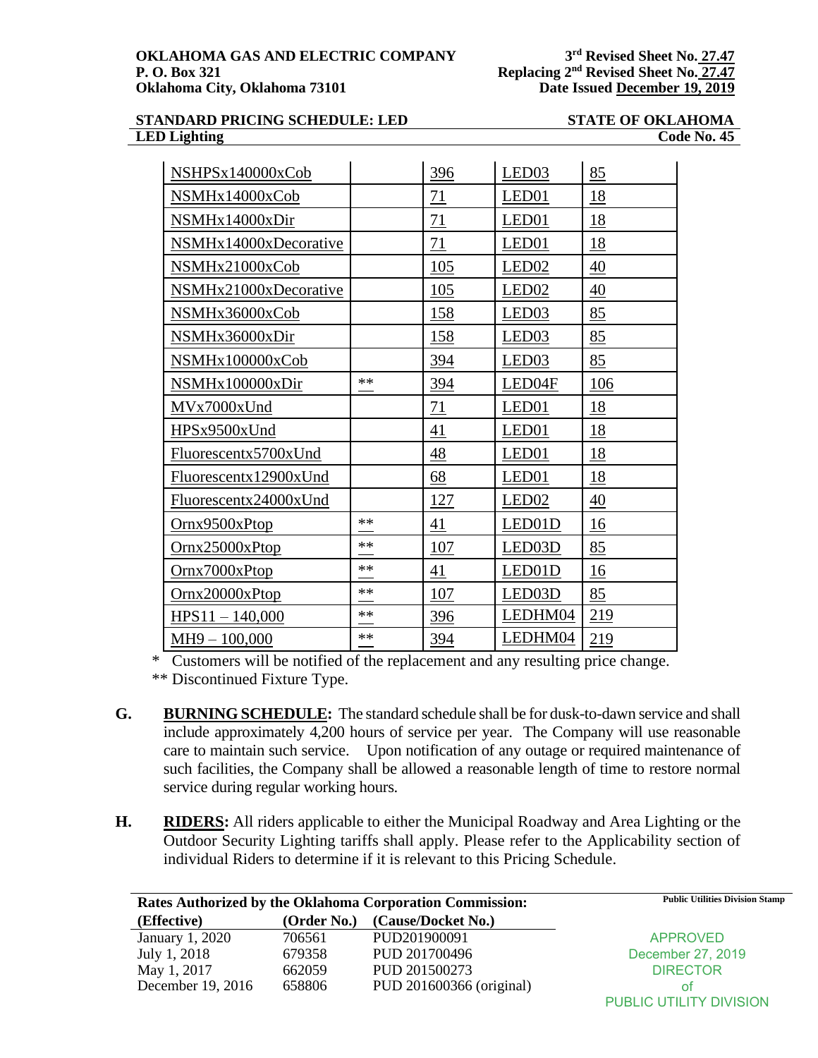**OKLAHOMA GAS AND ELECTRIC COMPANY**
**P. O. Box 321**
**Oklahoma City, Oklahoma 73101**

**3rd Revised Sheet No. 27.47**
**Replacing 2nd Revised Sheet No. 27.47**
**Date Issued December 19, 2019**

**STANDARD PRICING SCHEDULE: LED** — **STATE OF OKLAHOMA**
**LED Lighting** — **Code No. 45**

| | | | | |
|---|---|---|---|---|
| NSHPSx140000xCob | | 396 | LED03 | 85 |
| NSMHx14000xCob | | 71 | LED01 | 18 |
| NSMHx14000xDir | | 71 | LED01 | 18 |
| NSMHx14000xDecorative | | 71 | LED01 | 18 |
| NSMHx21000xCob | | 105 | LED02 | 40 |
| NSMHx21000xDecorative | | 105 | LED02 | 40 |
| NSMHx36000xCob | | 158 | LED03 | 85 |
| NSMHx36000xDir | | 158 | LED03 | 85 |
| NSMHx100000xCob | | 394 | LED03 | 85 |
| NSMHx100000xDir | ** | 394 | LED04F | 106 |
| MVx7000xUnd | | 71 | LED01 | 18 |
| HPSx9500xUnd | | 41 | LED01 | 18 |
| Fluorescentx5700xUnd | | 48 | LED01 | 18 |
| Fluorescentx12900xUnd | | 68 | LED01 | 18 |
| Fluorescentx24000xUnd | | 127 | LED02 | 40 |
| Ornx9500xPtop | ** | 41 | LED01D | 16 |
| Ornx25000xPtop | ** | 107 | LED03D | 85 |
| Ornx7000xPtop | ** | 41 | LED01D | 16 |
| Ornx20000xPtop | ** | 107 | LED03D | 85 |
| HPS11 – 140,000 | ** | 396 | LEDHM04 | 219 |
| MH9 – 100,000 | ** | 394 | LEDHM04 | 219 |

\* Customers will be notified of the replacement and any resulting price change.
** Discontinued Fixture Type.

**G. BURNING SCHEDULE:** The standard schedule shall be for dusk-to-dawn service and shall include approximately 4,200 hours of service per year. The Company will use reasonable care to maintain such service. Upon notification of any outage or required maintenance of such facilities, the Company shall be allowed a reasonable length of time to restore normal service during regular working hours.

**H. RIDERS:** All riders applicable to either the Municipal Roadway and Area Lighting or the Outdoor Security Lighting tariffs shall apply. Please refer to the Applicability section of individual Riders to determine if it is relevant to this Pricing Schedule.

**Rates Authorized by the Oklahoma Corporation Commission:**

| (Effective) | (Order No.) | (Cause/Docket No.) |
|---|---|---|
| January 1, 2020 | 706561 | PUD201900091 |
| July 1, 2018 | 679358 | PUD 201700496 |
| May 1, 2017 | 662059 | PUD 201500273 |
| December 19, 2016 | 658806 | PUD 201600366 (original) |

Public Utilities Division Stamp

APPROVED
December 27, 2019
DIRECTOR
of
PUBLIC UTILITY DIVISION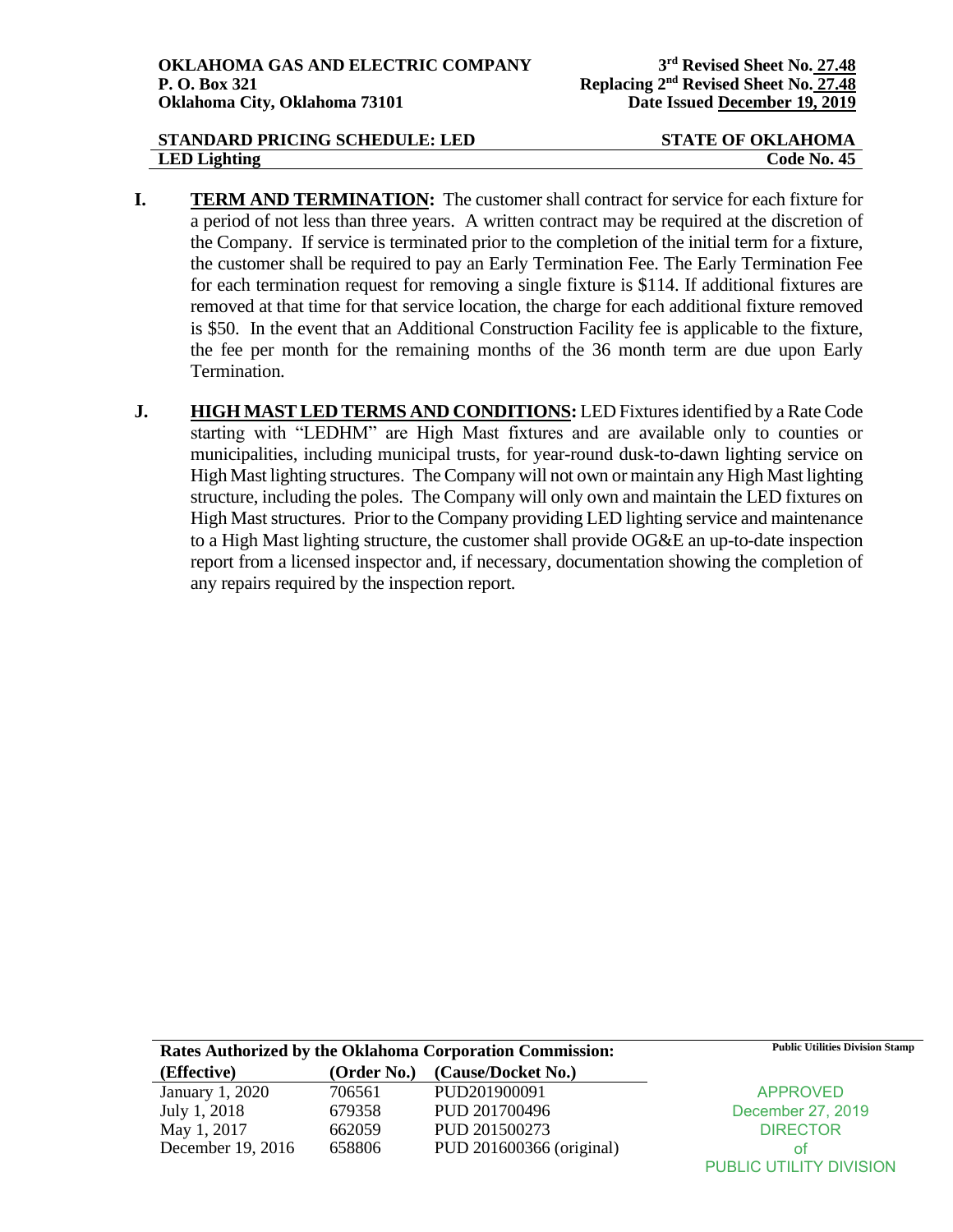**OKLAHOMA GAS AND ELECTRIC COMPANY**
**P. O. Box 321**
**Oklahoma City, Oklahoma 73101**

**3rd Revised Sheet No. 27.48**
**Replacing 2nd Revised Sheet No. 27.48**
**Date Issued December 19, 2019**

**STANDARD PRICING SCHEDULE: LED** — **STATE OF OKLAHOMA**
**LED Lighting** — **Code No. 45**

**I. TERM AND TERMINATION:** The customer shall contract for service for each fixture for a period of not less than three years. A written contract may be required at the discretion of the Company. If service is terminated prior to the completion of the initial term for a fixture, the customer shall be required to pay an Early Termination Fee. The Early Termination Fee for each termination request for removing a single fixture is $114. If additional fixtures are removed at that time for that service location, the charge for each additional fixture removed is $50. In the event that an Additional Construction Facility fee is applicable to the fixture, the fee per month for the remaining months of the 36 month term are due upon Early Termination.

**J. HIGH MAST LED TERMS AND CONDITIONS:** LED Fixtures identified by a Rate Code starting with "LEDHM" are High Mast fixtures and are available only to counties or municipalities, including municipal trusts, for year-round dusk-to-dawn lighting service on High Mast lighting structures. The Company will not own or maintain any High Mast lighting structure, including the poles. The Company will only own and maintain the LED fixtures on High Mast structures. Prior to the Company providing LED lighting service and maintenance to a High Mast lighting structure, the customer shall provide OG&E an up-to-date inspection report from a licensed inspector and, if necessary, documentation showing the completion of any repairs required by the inspection report.

**Rates Authorized by the Oklahoma Corporation Commission:**

| (Effective) | (Order No.) | (Cause/Docket No.) |
|---|---|---|
| January 1, 2020 | 706561 | PUD201900091 |
| July 1, 2018 | 679358 | PUD 201700496 |
| May 1, 2017 | 662059 | PUD 201500273 |
| December 19, 2016 | 658806 | PUD 201600366 (original) |

Public Utilities Division Stamp

APPROVED
December 27, 2019
DIRECTOR
of
PUBLIC UTILITY DIVISION